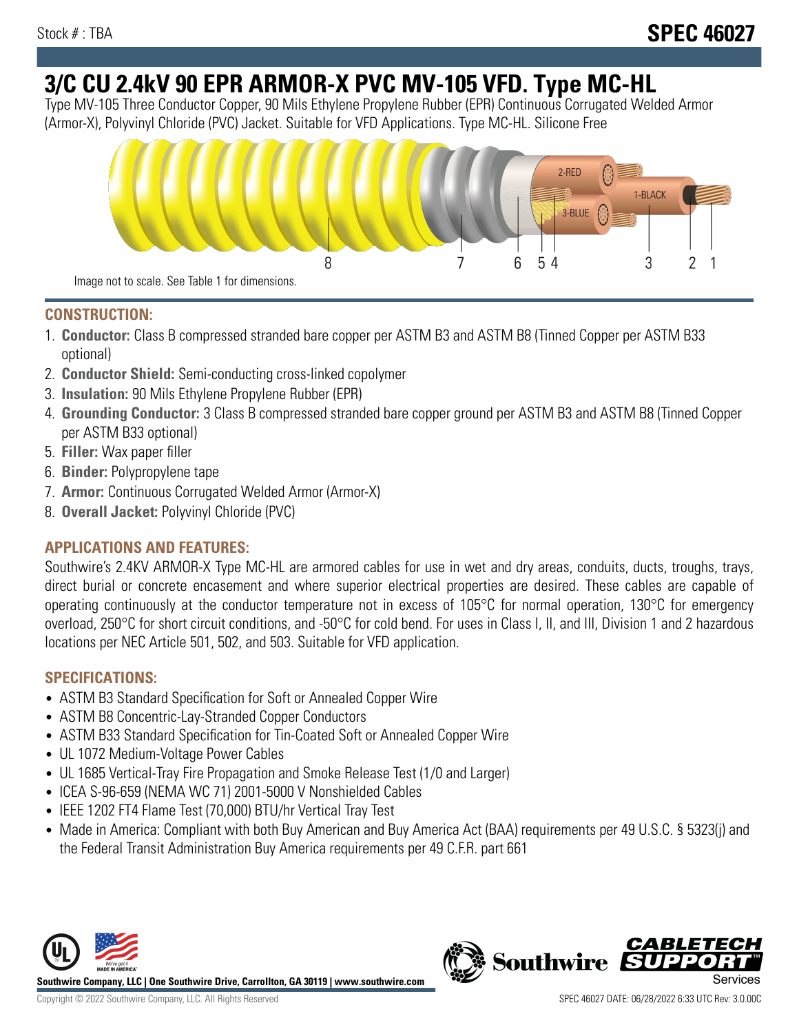Stock # : TBA

**SPEC 46027**

# 3/C CU 2.4kV 90 EPR ARMOR-X PVC MV-105 VFD. Type MC-HL

Type MV-105 Three Conductor Copper, 90 Mils Ethylene Propylene Rubber (EPR) Continuous Corrugated Welded Armor (Armor-X), Polyvinyl Chloride (PVC) Jacket. Suitable for VFD Applications. Type MC-HL. Silicone Free

Image not to scale. See Table 1 for dimensions.

## CONSTRUCTION:

1. **Conductor:** Class B compressed stranded bare copper per ASTM B3 and ASTM B8 (Tinned Copper per ASTM B33 optional)
2. **Conductor Shield:** Semi-conducting cross-linked copolymer
3. **Insulation:** 90 Mils Ethylene Propylene Rubber (EPR)
4. **Grounding Conductor:** 3 Class B compressed stranded bare copper ground per ASTM B3 and ASTM B8 (Tinned Copper per ASTM B33 optional)
5. **Filler:** Wax paper filler
6. **Binder:** Polypropylene tape
7. **Armor:** Continuous Corrugated Welded Armor (Armor-X)
8. **Overall Jacket:** Polyvinyl Chloride (PVC)

## APPLICATIONS AND FEATURES:

Southwire's 2.4KV ARMOR-X Type MC-HL are armored cables for use in wet and dry areas, conduits, ducts, troughs, trays, direct burial or concrete encasement and where superior electrical properties are desired. These cables are capable of operating continuously at the conductor temperature not in excess of 105°C for normal operation, 130°C for emergency overload, 250°C for short circuit conditions, and -50°C for cold bend. For uses in Class I, II, and III, Division 1 and 2 hazardous locations per NEC Article 501, 502, and 503. Suitable for VFD application.

## SPECIFICATIONS:

- ASTM B3 Standard Specification for Soft or Annealed Copper Wire
- ASTM B8 Concentric-Lay-Stranded Copper Conductors
- ASTM B33 Standard Specification for Tin-Coated Soft or Annealed Copper Wire
- UL 1072 Medium-Voltage Power Cables
- UL 1685 Vertical-Tray Fire Propagation and Smoke Release Test (1/0 and Larger)
- ICEA S-96-659 (NEMA WC 71) 2001-5000 V Nonshielded Cables
- IEEE 1202 FT4 Flame Test (70,000) BTU/hr Vertical Tray Test
- Made in America: Compliant with both Buy American and Buy America Act (BAA) requirements per 49 U.S.C. § 5323(j) and the Federal Transit Administration Buy America requirements per 49 C.F.R. part 661

Southwire Company, LLC | One Southwire Drive, Carrollton, GA 30119 | www.southwire.com

Copyright © 2022 Southwire Company, LLC. All Rights Reserved

SPEC 46027 DATE: 06/28/2022 6:33 UTC Rev: 3.0.00C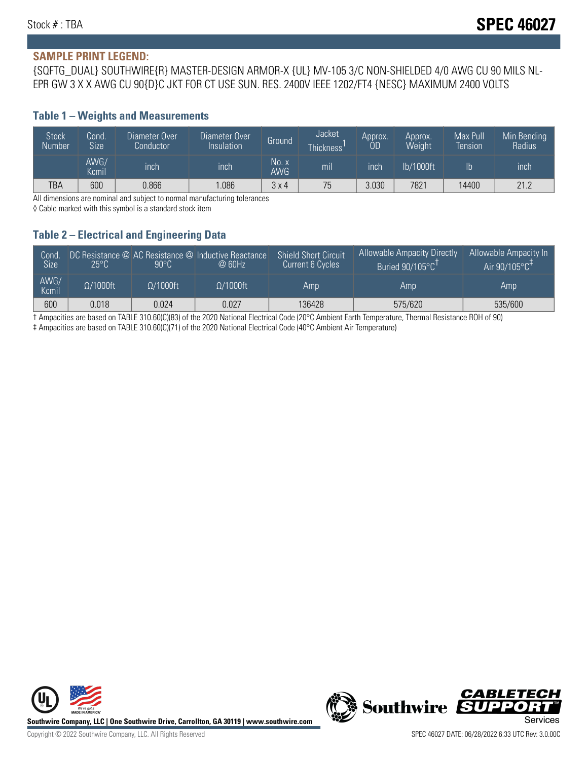Stock # : TBA

# SPEC 46027

**SAMPLE PRINT LEGEND:**

{SQFTG_DUAL} SOUTHWIRE{R} MASTER-DESIGN ARMOR-X {UL} MV-105 3/C NON-SHIELDED 4/0 AWG CU 90 MILS NL-EPR GW 3 X X AWG CU 90{D}C JKT FOR CT USE SUN. RES. 2400V IEEE 1202/FT4 {NESC} MAXIMUM 2400 VOLTS

## Table 1 – Weights and Measurements

| Stock Number | Cond. Size | Diameter Over Conductor | Diameter Over Insulation | Ground | Jacket Thickness[1] | Approx. OD | Approx. Weight | Max Pull Tension | Min Bending Radius |
|---|---|---|---|---|---|---|---|---|---|
| | AWG/ Kcmil | inch | inch | No. x AWG | mil | inch | lb/1000ft | lb | inch |
| TBA | 600 | 0.866 | 1.086 | 3 x 4 | 75 | 3.030 | 7821 | 14400 | 21.2 |

All dimensions are nominal and subject to normal manufacturing tolerances

◊ Cable marked with this symbol is a standard stock item

## Table 2 – Electrical and Engineering Data

| Cond. Size | DC Resistance @ 25°C | AC Resistance @ 90°C | Inductive Reactance @ 60Hz | Shield Short Circuit Current 6 Cycles | Allowable Ampacity Directly Buried 90/105°C† | Allowable Ampacity In Air 90/105°C‡ |
|---|---|---|---|---|---|---|
| AWG/ Kcmil | Ω/1000ft | Ω/1000ft | Ω/1000ft | Amp | Amp | Amp |
| 600 | 0.018 | 0.024 | 0.027 | 136428 | 575/620 | 535/600 |

† Ampacities are based on TABLE 310.60(C)(83) of the 2020 National Electrical Code (20°C Ambient Earth Temperature, Thermal Resistance ROH of 90)

‡ Ampacities are based on TABLE 310.60(C)(71) of the 2020 National Electrical Code (40°C Ambient Air Temperature)

Southwire Company, LLC | One Southwire Drive, Carrollton, GA 30119 | www.southwire.com

Copyright © 2022 Southwire Company, LLC. All Rights Reserved

SPEC 46027 DATE: 06/28/2022 6:33 UTC Rev: 3.0.00C